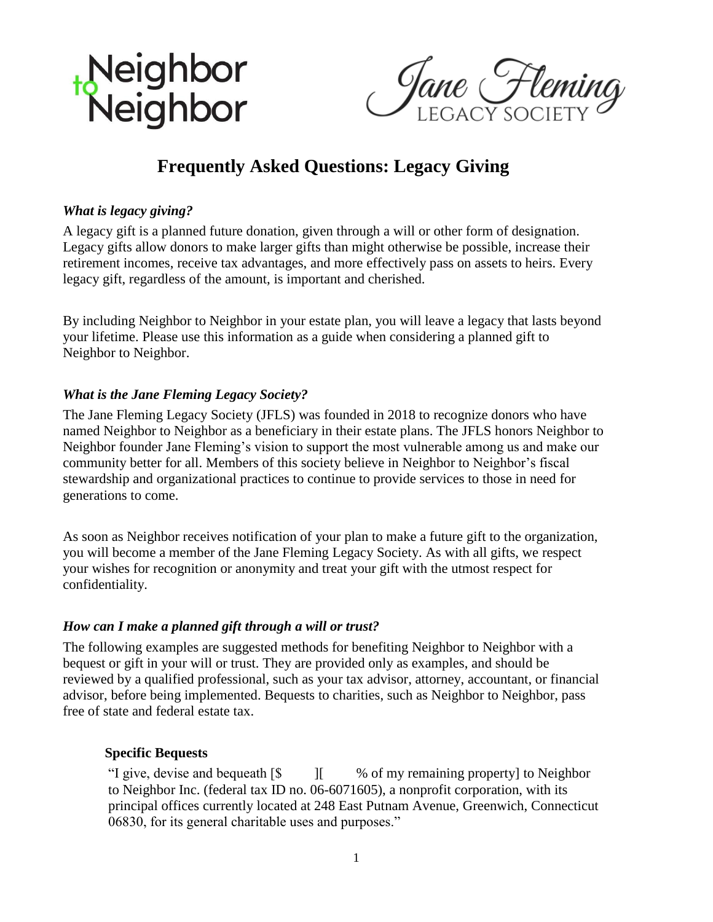Neighbor to Neighbor

Jane Fleming LEGACY SOCIETY

# Frequently Asked Questions: Legacy Giving

### *What is legacy giving?*

A legacy gift is a planned future donation, given through a will or other form of designation. Legacy gifts allow donors to make larger gifts than might otherwise be possible, increase their retirement incomes, receive tax advantages, and more effectively pass on assets to heirs. Every legacy gift, regardless of the amount, is important and cherished.

By including Neighbor to Neighbor in your estate plan, you will leave a legacy that lasts beyond your lifetime. Please use this information as a guide when considering a planned gift to Neighbor to Neighbor.

### *What is the Jane Fleming Legacy Society?*

The Jane Fleming Legacy Society (JFLS) was founded in 2018 to recognize donors who have named Neighbor to Neighbor as a beneficiary in their estate plans. The JFLS honors Neighbor to Neighbor founder Jane Fleming's vision to support the most vulnerable among us and make our community better for all. Members of this society believe in Neighbor to Neighbor's fiscal stewardship and organizational practices to continue to provide services to those in need for generations to come.

As soon as Neighbor receives notification of your plan to make a future gift to the organization, you will become a member of the Jane Fleming Legacy Society. As with all gifts, we respect your wishes for recognition or anonymity and treat your gift with the utmost respect for confidentiality.

### *How can I make a planned gift through a will or trust?*

The following examples are suggested methods for benefiting Neighbor to Neighbor with a bequest or gift in your will or trust. They are provided only as examples, and should be reviewed by a qualified professional, such as your tax advisor, attorney, accountant, or financial advisor, before being implemented. Bequests to charities, such as Neighbor to Neighbor, pass free of state and federal estate tax.

**Specific Bequests**

"I give, devise and bequeath [$ ][ % of my remaining property] to Neighbor to Neighbor Inc. (federal tax ID no. 06-6071605), a nonprofit corporation, with its principal offices currently located at 248 East Putnam Avenue, Greenwich, Connecticut 06830, for its general charitable uses and purposes."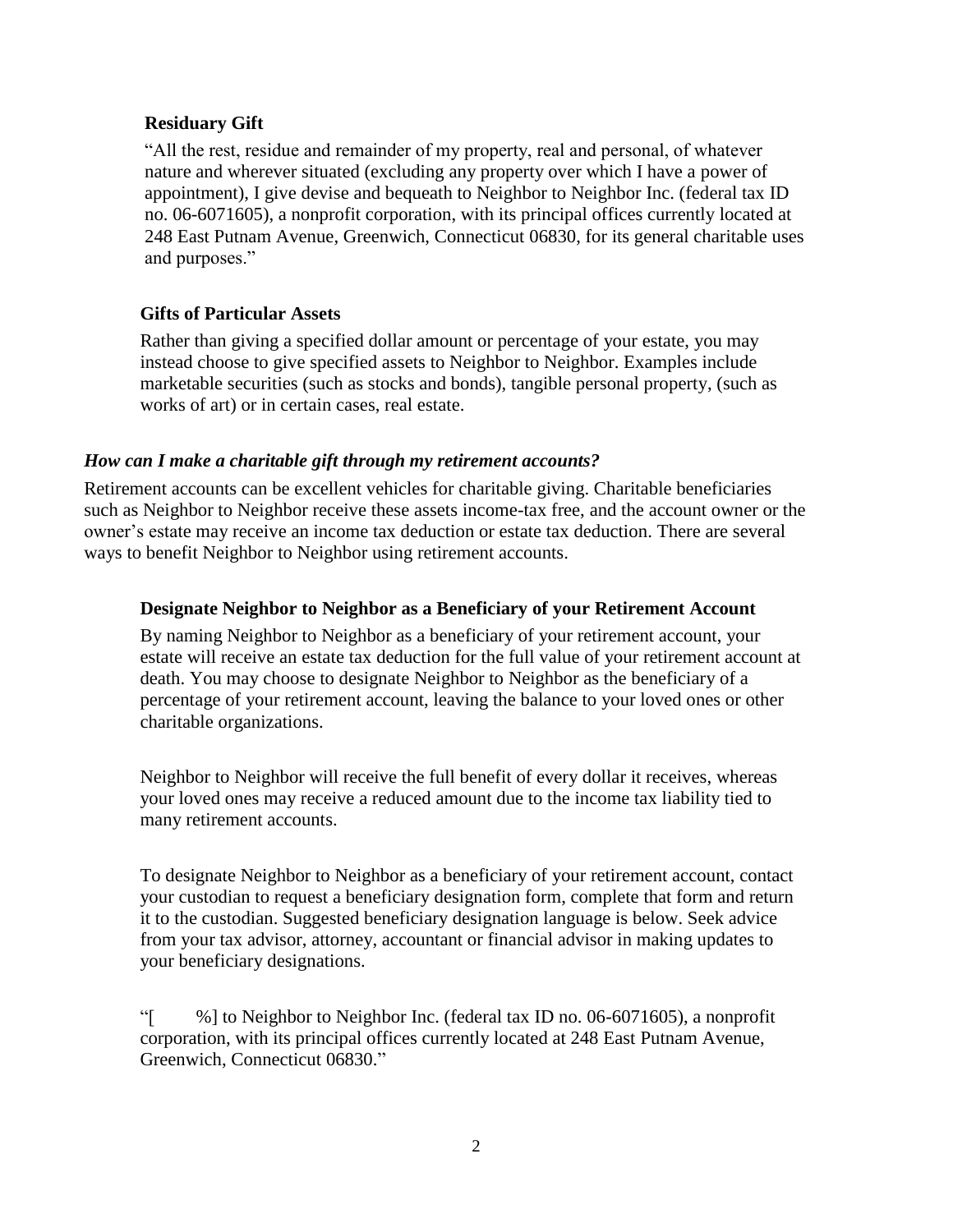### Residuary Gift

"All the rest, residue and remainder of my property, real and personal, of whatever nature and wherever situated (excluding any property over which I have a power of appointment), I give devise and bequeath to Neighbor to Neighbor Inc. (federal tax ID no. 06-6071605), a nonprofit corporation, with its principal offices currently located at 248 East Putnam Avenue, Greenwich, Connecticut 06830, for its general charitable uses and purposes."

### Gifts of Particular Assets

Rather than giving a specified dollar amount or percentage of your estate, you may instead choose to give specified assets to Neighbor to Neighbor. Examples include marketable securities (such as stocks and bonds), tangible personal property, (such as works of art) or in certain cases, real estate.

## *How can I make a charitable gift through my retirement accounts?*

Retirement accounts can be excellent vehicles for charitable giving. Charitable beneficiaries such as Neighbor to Neighbor receive these assets income-tax free, and the account owner or the owner's estate may receive an income tax deduction or estate tax deduction. There are several ways to benefit Neighbor to Neighbor using retirement accounts.

### Designate Neighbor to Neighbor as a Beneficiary of your Retirement Account

By naming Neighbor to Neighbor as a beneficiary of your retirement account, your estate will receive an estate tax deduction for the full value of your retirement account at death. You may choose to designate Neighbor to Neighbor as the beneficiary of a percentage of your retirement account, leaving the balance to your loved ones or other charitable organizations.

Neighbor to Neighbor will receive the full benefit of every dollar it receives, whereas your loved ones may receive a reduced amount due to the income tax liability tied to many retirement accounts.

To designate Neighbor to Neighbor as a beneficiary of your retirement account, contact your custodian to request a beneficiary designation form, complete that form and return it to the custodian. Suggested beneficiary designation language is below. Seek advice from your tax advisor, attorney, accountant or financial advisor in making updates to your beneficiary designations.

"[      %] to Neighbor to Neighbor Inc. (federal tax ID no. 06-6071605), a nonprofit corporation, with its principal offices currently located at 248 East Putnam Avenue, Greenwich, Connecticut 06830."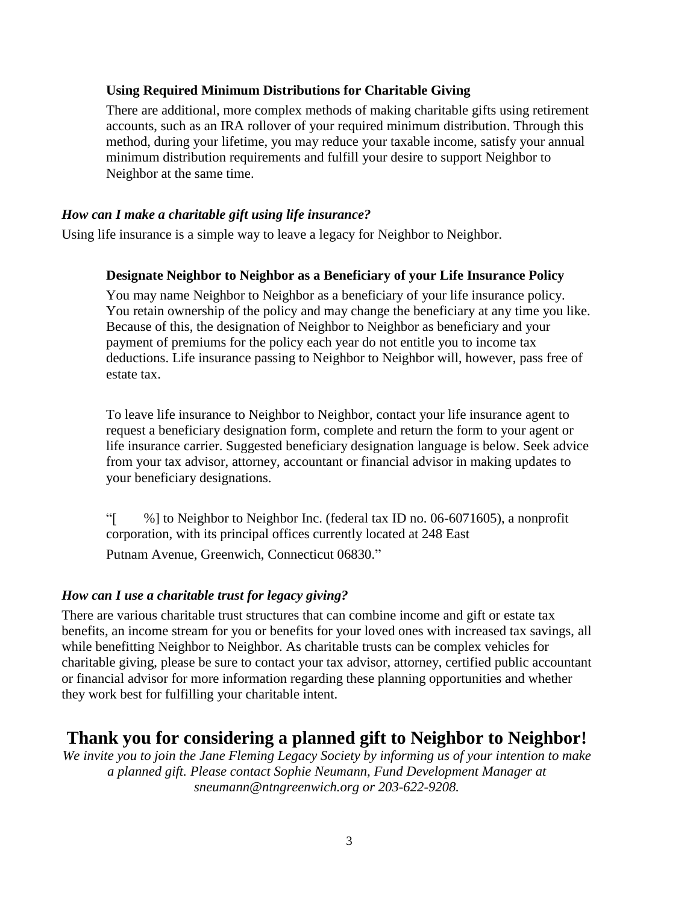**Using Required Minimum Distributions for Charitable Giving**

There are additional, more complex methods of making charitable gifts using retirement accounts, such as an IRA rollover of your required minimum distribution. Through this method, during your lifetime, you may reduce your taxable income, satisfy your annual minimum distribution requirements and fulfill your desire to support Neighbor to Neighbor at the same time.

***How can I make a charitable gift using life insurance?***

Using life insurance is a simple way to leave a legacy for Neighbor to Neighbor.

**Designate Neighbor to Neighbor as a Beneficiary of your Life Insurance Policy**

You may name Neighbor to Neighbor as a beneficiary of your life insurance policy. You retain ownership of the policy and may change the beneficiary at any time you like. Because of this, the designation of Neighbor to Neighbor as beneficiary and your payment of premiums for the policy each year do not entitle you to income tax deductions. Life insurance passing to Neighbor to Neighbor will, however, pass free of estate tax.

To leave life insurance to Neighbor to Neighbor, contact your life insurance agent to request a beneficiary designation form, complete and return the form to your agent or life insurance carrier. Suggested beneficiary designation language is below. Seek advice from your tax advisor, attorney, accountant or financial advisor in making updates to your beneficiary designations.

"[ %] to Neighbor to Neighbor Inc. (federal tax ID no. 06-6071605), a nonprofit corporation, with its principal offices currently located at 248 East Putnam Avenue, Greenwich, Connecticut 06830."

***How can I use a charitable trust for legacy giving?***

There are various charitable trust structures that can combine income and gift or estate tax benefits, an income stream for you or benefits for your loved ones with increased tax savings, all while benefitting Neighbor to Neighbor. As charitable trusts can be complex vehicles for charitable giving, please be sure to contact your tax advisor, attorney, certified public accountant or financial advisor for more information regarding these planning opportunities and whether they work best for fulfilling your charitable intent.

## Thank you for considering a planned gift to Neighbor to Neighbor!

*We invite you to join the Jane Fleming Legacy Society by informing us of your intention to make a planned gift. Please contact Sophie Neumann, Fund Development Manager at sneumann@ntngreenwich.org or 203-622-9208.*